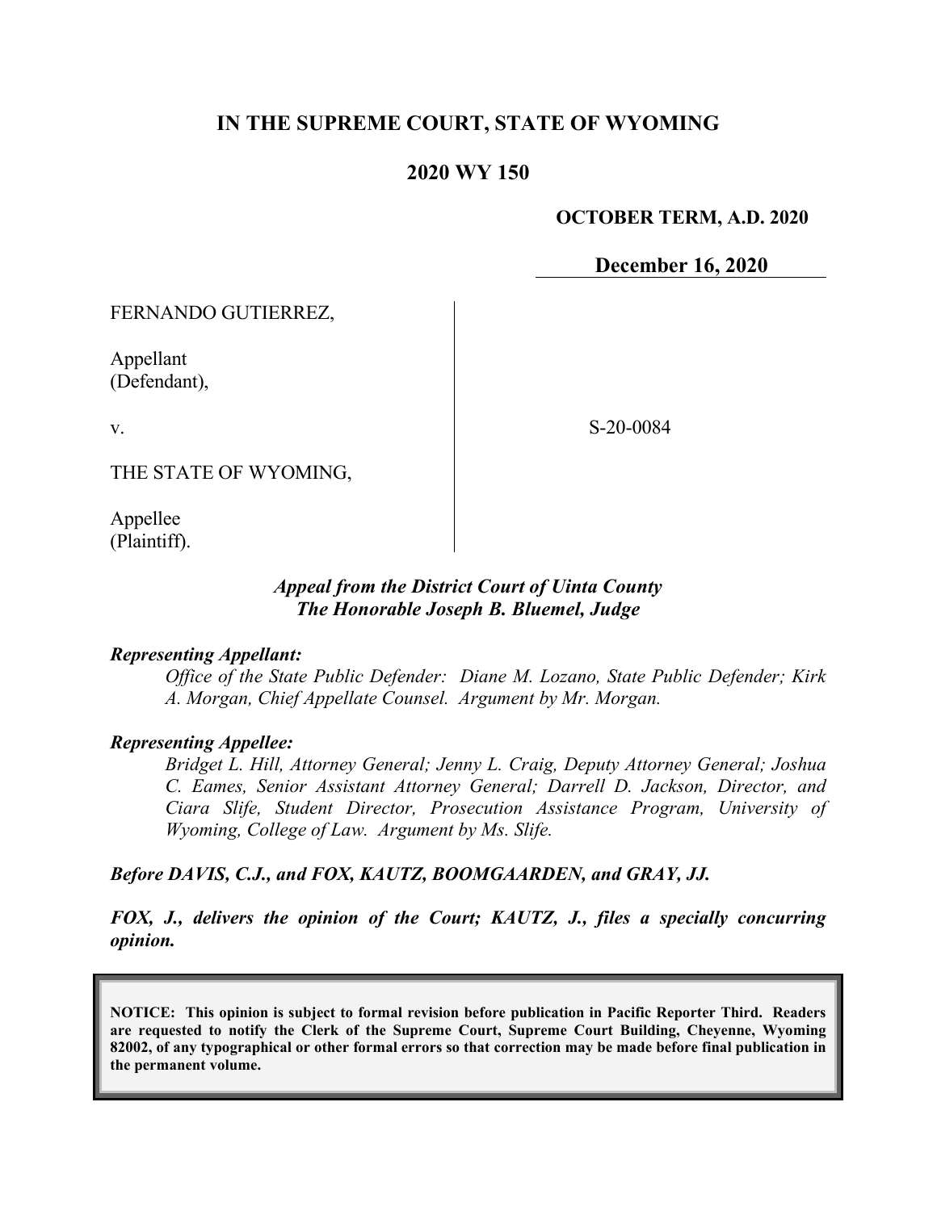# IN THE SUPREME COURT, STATE OF WYOMING

## 2020 WY 150

**OCTOBER TERM, A.D. 2020**

**December 16, 2020**

FERNANDO GUTIERREZ,

Appellant
(Defendant),

v.

THE STATE OF WYOMING,

Appellee
(Plaintiff).

S-20-0084

***Appeal from the District Court of Uinta County***
***The Honorable Joseph B. Bluemel, Judge***

***Representing Appellant:***

*Office of the State Public Defender: Diane M. Lozano, State Public Defender; Kirk A. Morgan, Chief Appellate Counsel. Argument by Mr. Morgan.*

***Representing Appellee:***

*Bridget L. Hill, Attorney General; Jenny L. Craig, Deputy Attorney General; Joshua C. Eames, Senior Assistant Attorney General; Darrell D. Jackson, Director, and Ciara Slife, Student Director, Prosecution Assistance Program, University of Wyoming, College of Law. Argument by Ms. Slife.*

***Before DAVIS, C.J., and FOX, KAUTZ, BOOMGAARDEN, and GRAY, JJ.***

***FOX, J., delivers the opinion of the Court; KAUTZ, J., files a specially concurring opinion.***

**NOTICE: This opinion is subject to formal revision before publication in Pacific Reporter Third. Readers are requested to notify the Clerk of the Supreme Court, Supreme Court Building, Cheyenne, Wyoming 82002, of any typographical or other formal errors so that correction may be made before final publication in the permanent volume.**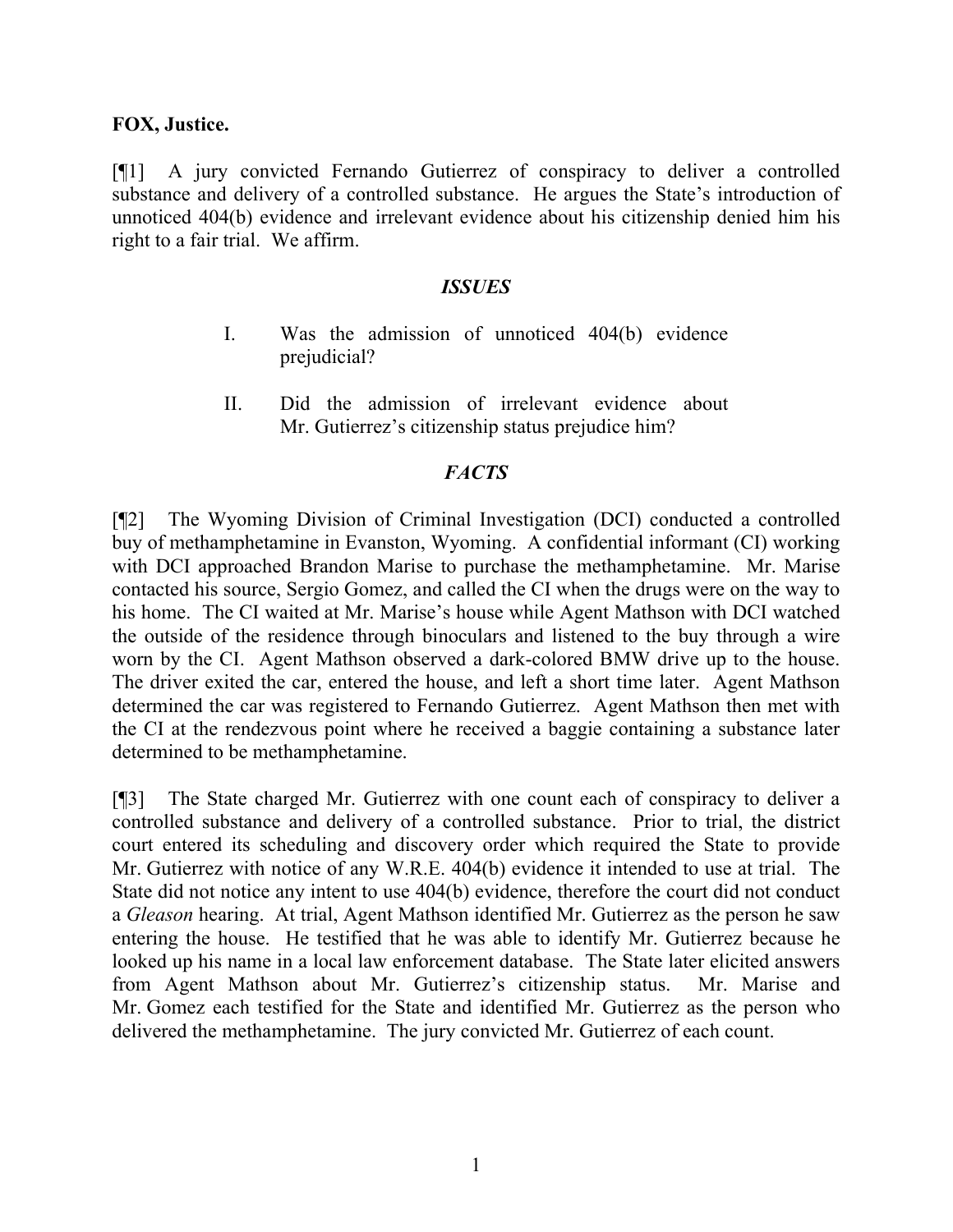**FOX, Justice.**

[¶1] A jury convicted Fernando Gutierrez of conspiracy to deliver a controlled substance and delivery of a controlled substance. He argues the State's introduction of unnoticed 404(b) evidence and irrelevant evidence about his citizenship denied him his right to a fair trial. We affirm.

## ***ISSUES***

I. Was the admission of unnoticed 404(b) evidence prejudicial?

II. Did the admission of irrelevant evidence about Mr. Gutierrez's citizenship status prejudice him?

## ***FACTS***

[¶2] The Wyoming Division of Criminal Investigation (DCI) conducted a controlled buy of methamphetamine in Evanston, Wyoming. A confidential informant (CI) working with DCI approached Brandon Marise to purchase the methamphetamine. Mr. Marise contacted his source, Sergio Gomez, and called the CI when the drugs were on the way to his home. The CI waited at Mr. Marise's house while Agent Mathson with DCI watched the outside of the residence through binoculars and listened to the buy through a wire worn by the CI. Agent Mathson observed a dark-colored BMW drive up to the house. The driver exited the car, entered the house, and left a short time later. Agent Mathson determined the car was registered to Fernando Gutierrez. Agent Mathson then met with the CI at the rendezvous point where he received a baggie containing a substance later determined to be methamphetamine.

[¶3] The State charged Mr. Gutierrez with one count each of conspiracy to deliver a controlled substance and delivery of a controlled substance. Prior to trial, the district court entered its scheduling and discovery order which required the State to provide Mr. Gutierrez with notice of any W.R.E. 404(b) evidence it intended to use at trial. The State did not notice any intent to use 404(b) evidence, therefore the court did not conduct a *Gleason* hearing. At trial, Agent Mathson identified Mr. Gutierrez as the person he saw entering the house. He testified that he was able to identify Mr. Gutierrez because he looked up his name in a local law enforcement database. The State later elicited answers from Agent Mathson about Mr. Gutierrez's citizenship status. Mr. Marise and Mr. Gomez each testified for the State and identified Mr. Gutierrez as the person who delivered the methamphetamine. The jury convicted Mr. Gutierrez of each count.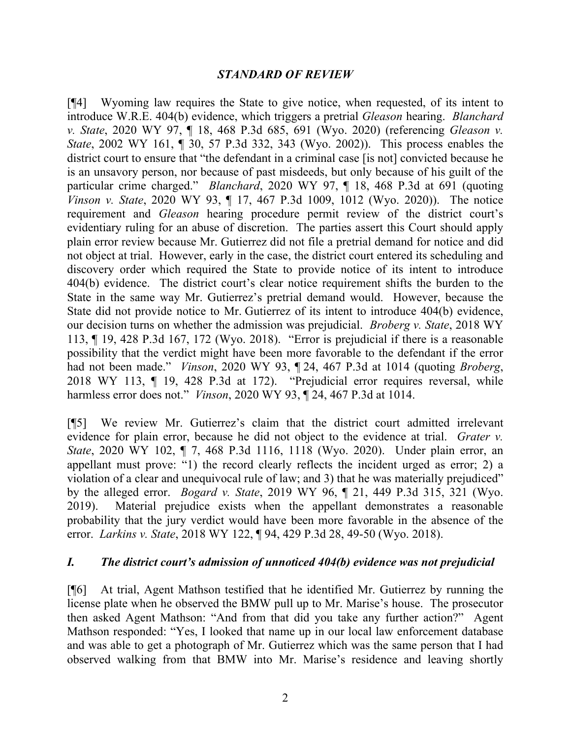## *STANDARD OF REVIEW*

[¶4] Wyoming law requires the State to give notice, when requested, of its intent to introduce W.R.E. 404(b) evidence, which triggers a pretrial *Gleason* hearing. *Blanchard v. State*, 2020 WY 97, ¶ 18, 468 P.3d 685, 691 (Wyo. 2020) (referencing *Gleason v. State*, 2002 WY 161, ¶ 30, 57 P.3d 332, 343 (Wyo. 2002)). This process enables the district court to ensure that "the defendant in a criminal case [is not] convicted because he is an unsavory person, nor because of past misdeeds, but only because of his guilt of the particular crime charged." *Blanchard*, 2020 WY 97, ¶ 18, 468 P.3d at 691 (quoting *Vinson v. State*, 2020 WY 93, ¶ 17, 467 P.3d 1009, 1012 (Wyo. 2020)). The notice requirement and *Gleason* hearing procedure permit review of the district court's evidentiary ruling for an abuse of discretion. The parties assert this Court should apply plain error review because Mr. Gutierrez did not file a pretrial demand for notice and did not object at trial. However, early in the case, the district court entered its scheduling and discovery order which required the State to provide notice of its intent to introduce 404(b) evidence. The district court's clear notice requirement shifts the burden to the State in the same way Mr. Gutierrez's pretrial demand would. However, because the State did not provide notice to Mr. Gutierrez of its intent to introduce 404(b) evidence, our decision turns on whether the admission was prejudicial. *Broberg v. State*, 2018 WY 113, ¶ 19, 428 P.3d 167, 172 (Wyo. 2018). "Error is prejudicial if there is a reasonable possibility that the verdict might have been more favorable to the defendant if the error had not been made." *Vinson*, 2020 WY 93, ¶ 24, 467 P.3d at 1014 (quoting *Broberg*, 2018 WY 113, ¶ 19, 428 P.3d at 172). "Prejudicial error requires reversal, while harmless error does not." *Vinson*, 2020 WY 93, ¶ 24, 467 P.3d at 1014.

[¶5] We review Mr. Gutierrez's claim that the district court admitted irrelevant evidence for plain error, because he did not object to the evidence at trial. *Grater v. State*, 2020 WY 102, ¶ 7, 468 P.3d 1116, 1118 (Wyo. 2020). Under plain error, an appellant must prove: "1) the record clearly reflects the incident urged as error; 2) a violation of a clear and unequivocal rule of law; and 3) that he was materially prejudiced" by the alleged error. *Bogard v. State*, 2019 WY 96, ¶ 21, 449 P.3d 315, 321 (Wyo. 2019). Material prejudice exists when the appellant demonstrates a reasonable probability that the jury verdict would have been more favorable in the absence of the error. *Larkins v. State*, 2018 WY 122, ¶ 94, 429 P.3d 28, 49-50 (Wyo. 2018).

### *I. The district court's admission of unnoticed 404(b) evidence was not prejudicial*

[¶6] At trial, Agent Mathson testified that he identified Mr. Gutierrez by running the license plate when he observed the BMW pull up to Mr. Marise's house. The prosecutor then asked Agent Mathson: "And from that did you take any further action?" Agent Mathson responded: "Yes, I looked that name up in our local law enforcement database and was able to get a photograph of Mr. Gutierrez which was the same person that I had observed walking from that BMW into Mr. Marise's residence and leaving shortly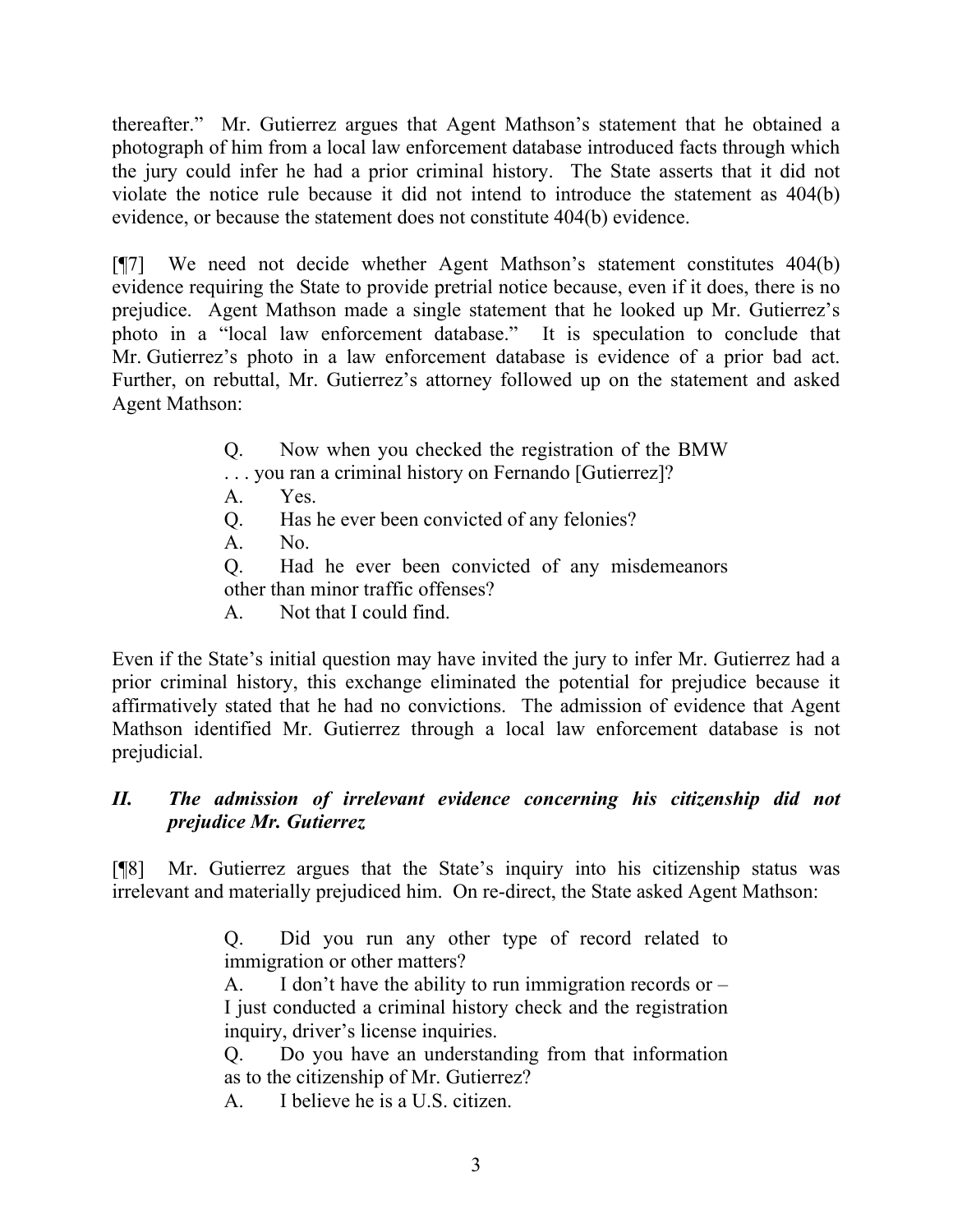thereafter." Mr. Gutierrez argues that Agent Mathson's statement that he obtained a photograph of him from a local law enforcement database introduced facts through which the jury could infer he had a prior criminal history. The State asserts that it did not violate the notice rule because it did not intend to introduce the statement as 404(b) evidence, or because the statement does not constitute 404(b) evidence.

[¶7] We need not decide whether Agent Mathson's statement constitutes 404(b) evidence requiring the State to provide pretrial notice because, even if it does, there is no prejudice. Agent Mathson made a single statement that he looked up Mr. Gutierrez's photo in a "local law enforcement database." It is speculation to conclude that Mr. Gutierrez's photo in a law enforcement database is evidence of a prior bad act. Further, on rebuttal, Mr. Gutierrez's attorney followed up on the statement and asked Agent Mathson:

> Q. Now when you checked the registration of the BMW . . . you ran a criminal history on Fernando [Gutierrez]?
>
> A. Yes.
>
> Q. Has he ever been convicted of any felonies?
>
> A. No.
>
> Q. Had he ever been convicted of any misdemeanors other than minor traffic offenses?
>
> A. Not that I could find.

Even if the State's initial question may have invited the jury to infer Mr. Gutierrez had a prior criminal history, this exchange eliminated the potential for prejudice because it affirmatively stated that he had no convictions. The admission of evidence that Agent Mathson identified Mr. Gutierrez through a local law enforcement database is not prejudicial.

## *II. The admission of irrelevant evidence concerning his citizenship did not prejudice Mr. Gutierrez*

[¶8] Mr. Gutierrez argues that the State's inquiry into his citizenship status was irrelevant and materially prejudiced him. On re-direct, the State asked Agent Mathson:

> Q. Did you run any other type of record related to immigration or other matters?
>
> A. I don't have the ability to run immigration records or – I just conducted a criminal history check and the registration inquiry, driver's license inquiries.
>
> Q. Do you have an understanding from that information as to the citizenship of Mr. Gutierrez?
>
> A. I believe he is a U.S. citizen.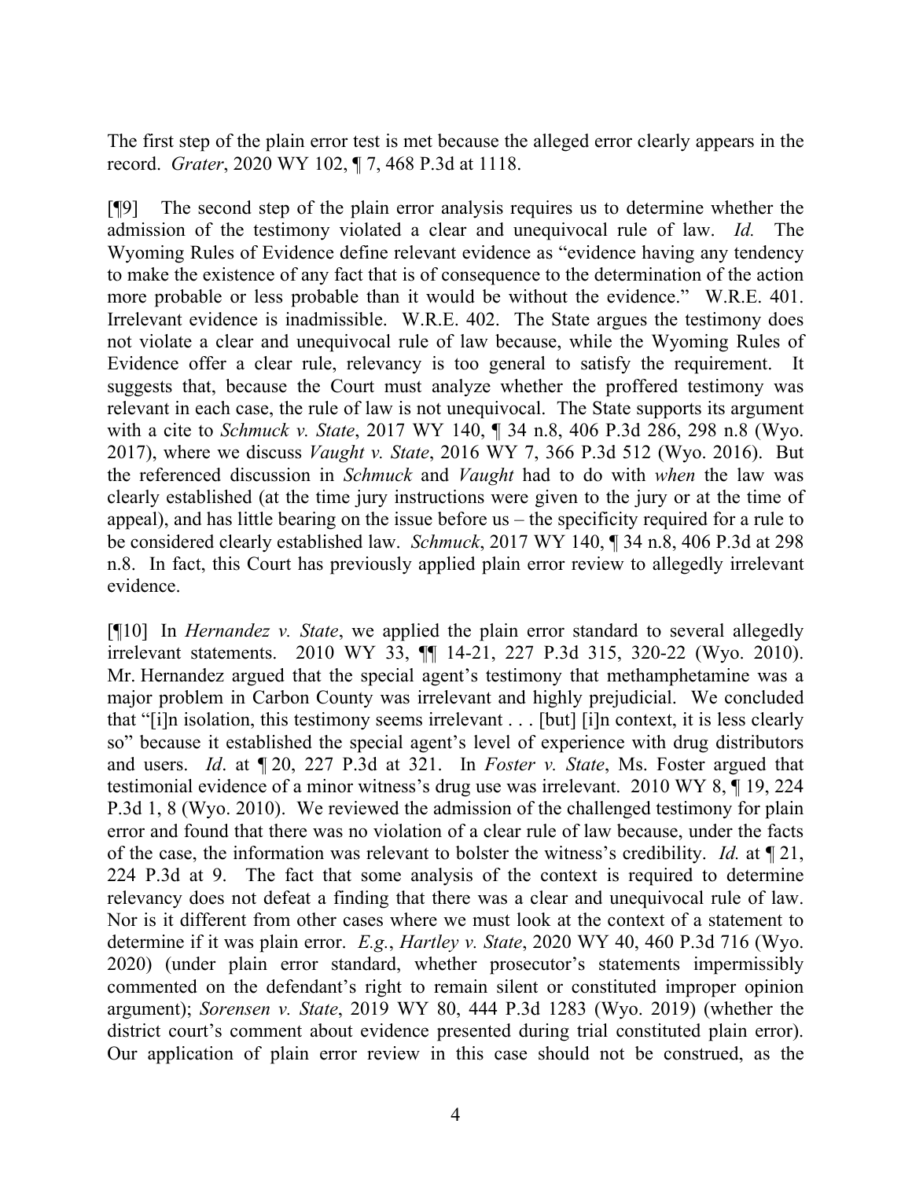The first step of the plain error test is met because the alleged error clearly appears in the record. *Grater*, 2020 WY 102, ¶ 7, 468 P.3d at 1118.

[¶9] The second step of the plain error analysis requires us to determine whether the admission of the testimony violated a clear and unequivocal rule of law. *Id.* The Wyoming Rules of Evidence define relevant evidence as "evidence having any tendency to make the existence of any fact that is of consequence to the determination of the action more probable or less probable than it would be without the evidence." W.R.E. 401. Irrelevant evidence is inadmissible. W.R.E. 402. The State argues the testimony does not violate a clear and unequivocal rule of law because, while the Wyoming Rules of Evidence offer a clear rule, relevancy is too general to satisfy the requirement. It suggests that, because the Court must analyze whether the proffered testimony was relevant in each case, the rule of law is not unequivocal. The State supports its argument with a cite to *Schmuck v. State*, 2017 WY 140, ¶ 34 n.8, 406 P.3d 286, 298 n.8 (Wyo. 2017), where we discuss *Vaught v. State*, 2016 WY 7, 366 P.3d 512 (Wyo. 2016). But the referenced discussion in *Schmuck* and *Vaught* had to do with *when* the law was clearly established (at the time jury instructions were given to the jury or at the time of appeal), and has little bearing on the issue before us – the specificity required for a rule to be considered clearly established law. *Schmuck*, 2017 WY 140, ¶ 34 n.8, 406 P.3d at 298 n.8. In fact, this Court has previously applied plain error review to allegedly irrelevant evidence.

[¶10] In *Hernandez v. State*, we applied the plain error standard to several allegedly irrelevant statements. 2010 WY 33, ¶¶ 14-21, 227 P.3d 315, 320-22 (Wyo. 2010). Mr. Hernandez argued that the special agent's testimony that methamphetamine was a major problem in Carbon County was irrelevant and highly prejudicial. We concluded that "[i]n isolation, this testimony seems irrelevant . . . [but] [i]n context, it is less clearly so" because it established the special agent's level of experience with drug distributors and users. *Id*. at ¶ 20, 227 P.3d at 321. In *Foster v. State*, Ms. Foster argued that testimonial evidence of a minor witness's drug use was irrelevant. 2010 WY 8, ¶ 19, 224 P.3d 1, 8 (Wyo. 2010). We reviewed the admission of the challenged testimony for plain error and found that there was no violation of a clear rule of law because, under the facts of the case, the information was relevant to bolster the witness's credibility. *Id.* at ¶ 21, 224 P.3d at 9. The fact that some analysis of the context is required to determine relevancy does not defeat a finding that there was a clear and unequivocal rule of law. Nor is it different from other cases where we must look at the context of a statement to determine if it was plain error. *E.g.*, *Hartley v. State*, 2020 WY 40, 460 P.3d 716 (Wyo. 2020) (under plain error standard, whether prosecutor's statements impermissibly commented on the defendant's right to remain silent or constituted improper opinion argument); *Sorensen v. State*, 2019 WY 80, 444 P.3d 1283 (Wyo. 2019) (whether the district court's comment about evidence presented during trial constituted plain error). Our application of plain error review in this case should not be construed, as the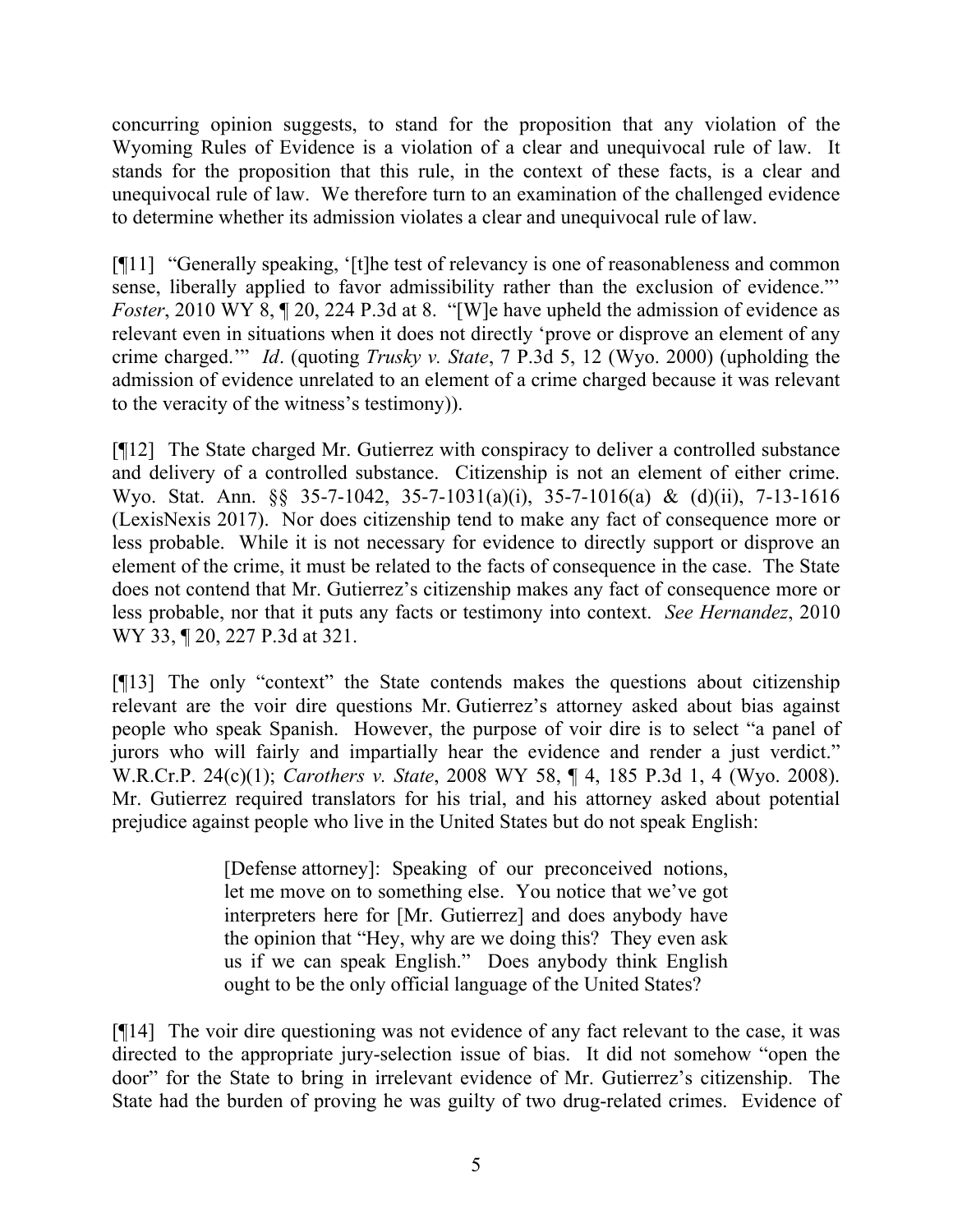concurring opinion suggests, to stand for the proposition that any violation of the Wyoming Rules of Evidence is a violation of a clear and unequivocal rule of law. It stands for the proposition that this rule, in the context of these facts, is a clear and unequivocal rule of law. We therefore turn to an examination of the challenged evidence to determine whether its admission violates a clear and unequivocal rule of law.

[¶11] "Generally speaking, '[t]he test of relevancy is one of reasonableness and common sense, liberally applied to favor admissibility rather than the exclusion of evidence.'" *Foster*, 2010 WY 8, ¶ 20, 224 P.3d at 8. "[W]e have upheld the admission of evidence as relevant even in situations when it does not directly 'prove or disprove an element of any crime charged.'" *Id*. (quoting *Trusky v. State*, 7 P.3d 5, 12 (Wyo. 2000) (upholding the admission of evidence unrelated to an element of a crime charged because it was relevant to the veracity of the witness's testimony)).

[¶12] The State charged Mr. Gutierrez with conspiracy to deliver a controlled substance and delivery of a controlled substance. Citizenship is not an element of either crime. Wyo. Stat. Ann. §§ 35-7-1042, 35-7-1031(a)(i), 35-7-1016(a) & (d)(ii), 7-13-1616 (LexisNexis 2017). Nor does citizenship tend to make any fact of consequence more or less probable. While it is not necessary for evidence to directly support or disprove an element of the crime, it must be related to the facts of consequence in the case. The State does not contend that Mr. Gutierrez's citizenship makes any fact of consequence more or less probable, nor that it puts any facts or testimony into context. *See Hernandez*, 2010 WY 33, ¶ 20, 227 P.3d at 321.

[¶13] The only "context" the State contends makes the questions about citizenship relevant are the voir dire questions Mr. Gutierrez's attorney asked about bias against people who speak Spanish. However, the purpose of voir dire is to select "a panel of jurors who will fairly and impartially hear the evidence and render a just verdict." W.R.Cr.P. 24(c)(1); *Carothers v. State*, 2008 WY 58, ¶ 4, 185 P.3d 1, 4 (Wyo. 2008). Mr. Gutierrez required translators for his trial, and his attorney asked about potential prejudice against people who live in the United States but do not speak English:

> [Defense attorney]: Speaking of our preconceived notions, let me move on to something else. You notice that we've got interpreters here for [Mr. Gutierrez] and does anybody have the opinion that "Hey, why are we doing this? They even ask us if we can speak English." Does anybody think English ought to be the only official language of the United States?

[¶14] The voir dire questioning was not evidence of any fact relevant to the case, it was directed to the appropriate jury-selection issue of bias. It did not somehow "open the door" for the State to bring in irrelevant evidence of Mr. Gutierrez's citizenship. The State had the burden of proving he was guilty of two drug-related crimes. Evidence of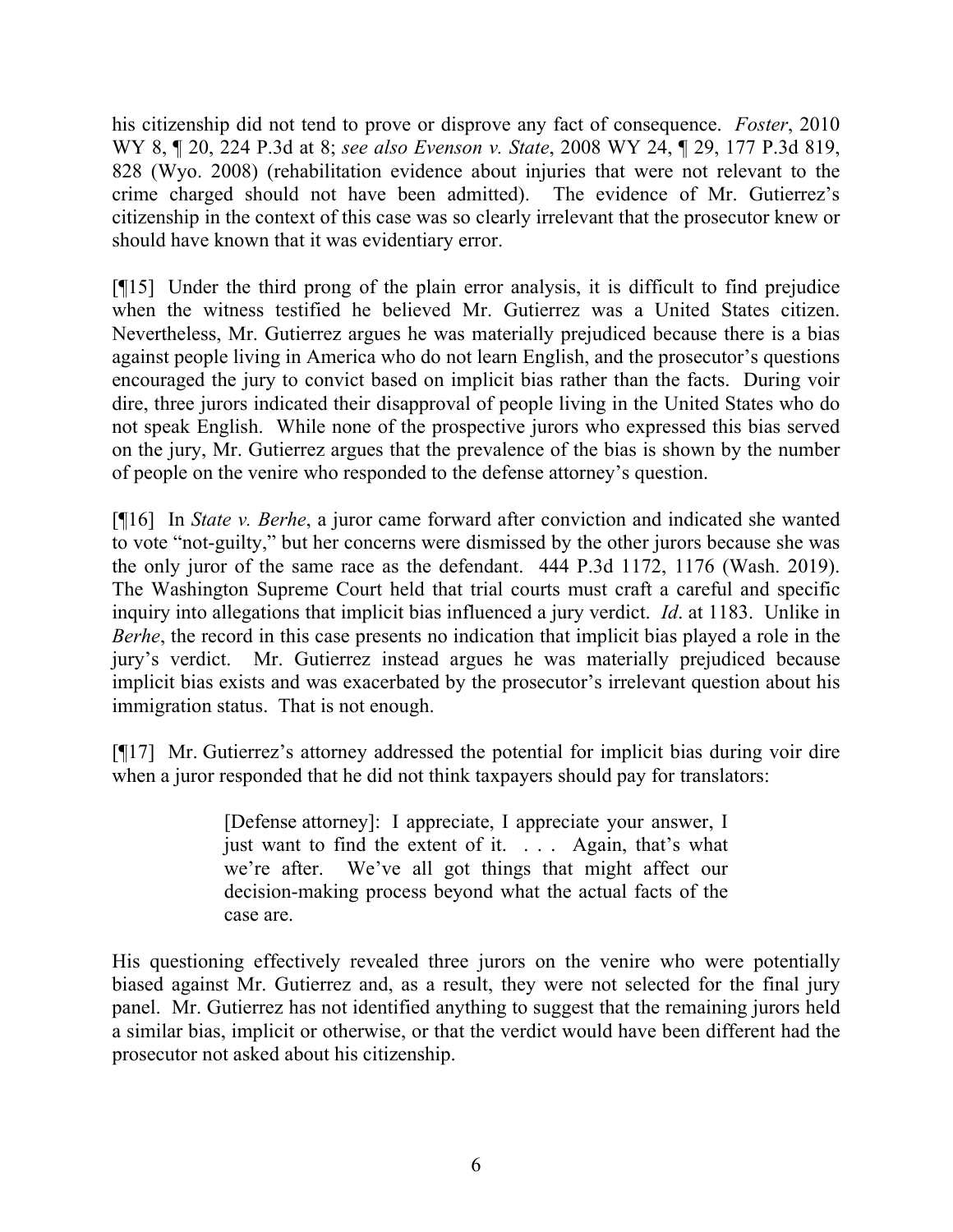his citizenship did not tend to prove or disprove any fact of consequence. *Foster*, 2010 WY 8, ¶ 20, 224 P.3d at 8; *see also Evenson v. State*, 2008 WY 24, ¶ 29, 177 P.3d 819, 828 (Wyo. 2008) (rehabilitation evidence about injuries that were not relevant to the crime charged should not have been admitted). The evidence of Mr. Gutierrez's citizenship in the context of this case was so clearly irrelevant that the prosecutor knew or should have known that it was evidentiary error.

[¶15] Under the third prong of the plain error analysis, it is difficult to find prejudice when the witness testified he believed Mr. Gutierrez was a United States citizen. Nevertheless, Mr. Gutierrez argues he was materially prejudiced because there is a bias against people living in America who do not learn English, and the prosecutor's questions encouraged the jury to convict based on implicit bias rather than the facts. During voir dire, three jurors indicated their disapproval of people living in the United States who do not speak English. While none of the prospective jurors who expressed this bias served on the jury, Mr. Gutierrez argues that the prevalence of the bias is shown by the number of people on the venire who responded to the defense attorney's question.

[¶16] In *State v. Berhe*, a juror came forward after conviction and indicated she wanted to vote "not-guilty," but her concerns were dismissed by the other jurors because she was the only juror of the same race as the defendant. 444 P.3d 1172, 1176 (Wash. 2019). The Washington Supreme Court held that trial courts must craft a careful and specific inquiry into allegations that implicit bias influenced a jury verdict. *Id*. at 1183. Unlike in *Berhe*, the record in this case presents no indication that implicit bias played a role in the jury's verdict. Mr. Gutierrez instead argues he was materially prejudiced because implicit bias exists and was exacerbated by the prosecutor's irrelevant question about his immigration status. That is not enough.

[¶17] Mr. Gutierrez's attorney addressed the potential for implicit bias during voir dire when a juror responded that he did not think taxpayers should pay for translators:

> [Defense attorney]: I appreciate, I appreciate your answer, I just want to find the extent of it. . . . Again, that's what we're after. We've all got things that might affect our decision-making process beyond what the actual facts of the case are.

His questioning effectively revealed three jurors on the venire who were potentially biased against Mr. Gutierrez and, as a result, they were not selected for the final jury panel. Mr. Gutierrez has not identified anything to suggest that the remaining jurors held a similar bias, implicit or otherwise, or that the verdict would have been different had the prosecutor not asked about his citizenship.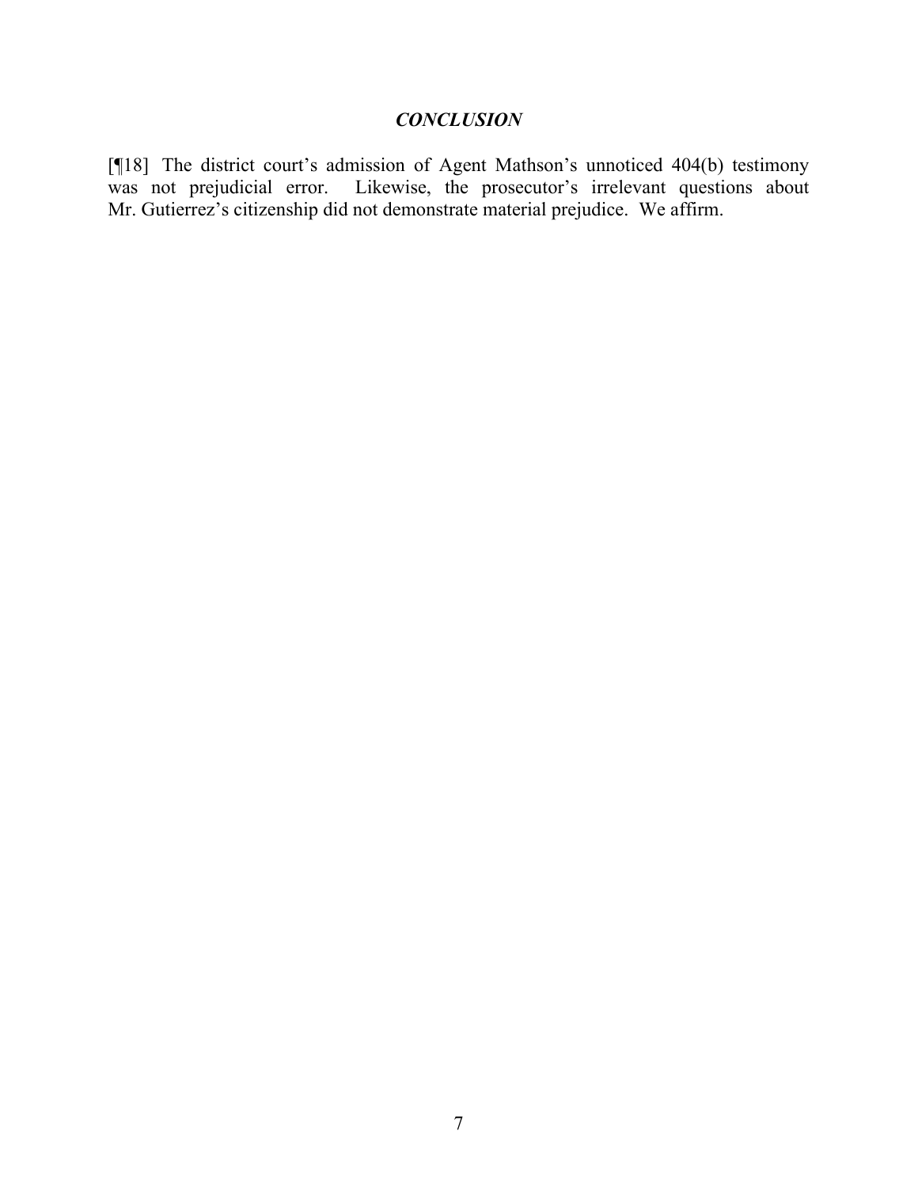## *CONCLUSION*

[¶18] The district court's admission of Agent Mathson's unnoticed 404(b) testimony was not prejudicial error. Likewise, the prosecutor's irrelevant questions about Mr. Gutierrez's citizenship did not demonstrate material prejudice. We affirm.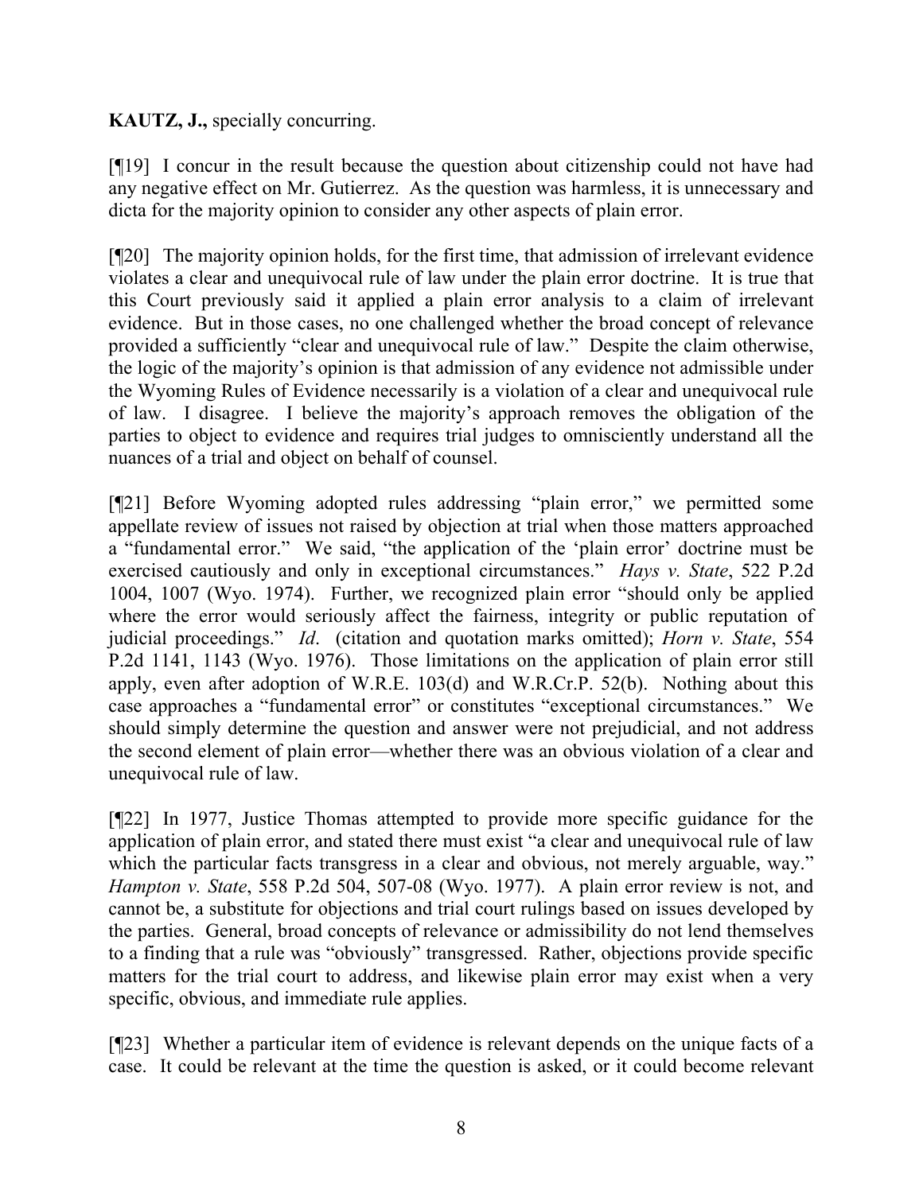**KAUTZ, J.,** specially concurring.

[¶19] I concur in the result because the question about citizenship could not have had any negative effect on Mr. Gutierrez. As the question was harmless, it is unnecessary and dicta for the majority opinion to consider any other aspects of plain error.

[¶20] The majority opinion holds, for the first time, that admission of irrelevant evidence violates a clear and unequivocal rule of law under the plain error doctrine. It is true that this Court previously said it applied a plain error analysis to a claim of irrelevant evidence. But in those cases, no one challenged whether the broad concept of relevance provided a sufficiently "clear and unequivocal rule of law." Despite the claim otherwise, the logic of the majority's opinion is that admission of any evidence not admissible under the Wyoming Rules of Evidence necessarily is a violation of a clear and unequivocal rule of law. I disagree. I believe the majority's approach removes the obligation of the parties to object to evidence and requires trial judges to omnisciently understand all the nuances of a trial and object on behalf of counsel.

[¶21] Before Wyoming adopted rules addressing "plain error," we permitted some appellate review of issues not raised by objection at trial when those matters approached a "fundamental error." We said, "the application of the 'plain error' doctrine must be exercised cautiously and only in exceptional circumstances." *Hays v. State*, 522 P.2d 1004, 1007 (Wyo. 1974). Further, we recognized plain error "should only be applied where the error would seriously affect the fairness, integrity or public reputation of judicial proceedings." *Id*. (citation and quotation marks omitted); *Horn v. State*, 554 P.2d 1141, 1143 (Wyo. 1976). Those limitations on the application of plain error still apply, even after adoption of W.R.E. 103(d) and W.R.Cr.P. 52(b). Nothing about this case approaches a "fundamental error" or constitutes "exceptional circumstances." We should simply determine the question and answer were not prejudicial, and not address the second element of plain error—whether there was an obvious violation of a clear and unequivocal rule of law.

[¶22] In 1977, Justice Thomas attempted to provide more specific guidance for the application of plain error, and stated there must exist "a clear and unequivocal rule of law which the particular facts transgress in a clear and obvious, not merely arguable, way." *Hampton v. State*, 558 P.2d 504, 507-08 (Wyo. 1977). A plain error review is not, and cannot be, a substitute for objections and trial court rulings based on issues developed by the parties. General, broad concepts of relevance or admissibility do not lend themselves to a finding that a rule was "obviously" transgressed. Rather, objections provide specific matters for the trial court to address, and likewise plain error may exist when a very specific, obvious, and immediate rule applies.

[¶23] Whether a particular item of evidence is relevant depends on the unique facts of a case. It could be relevant at the time the question is asked, or it could become relevant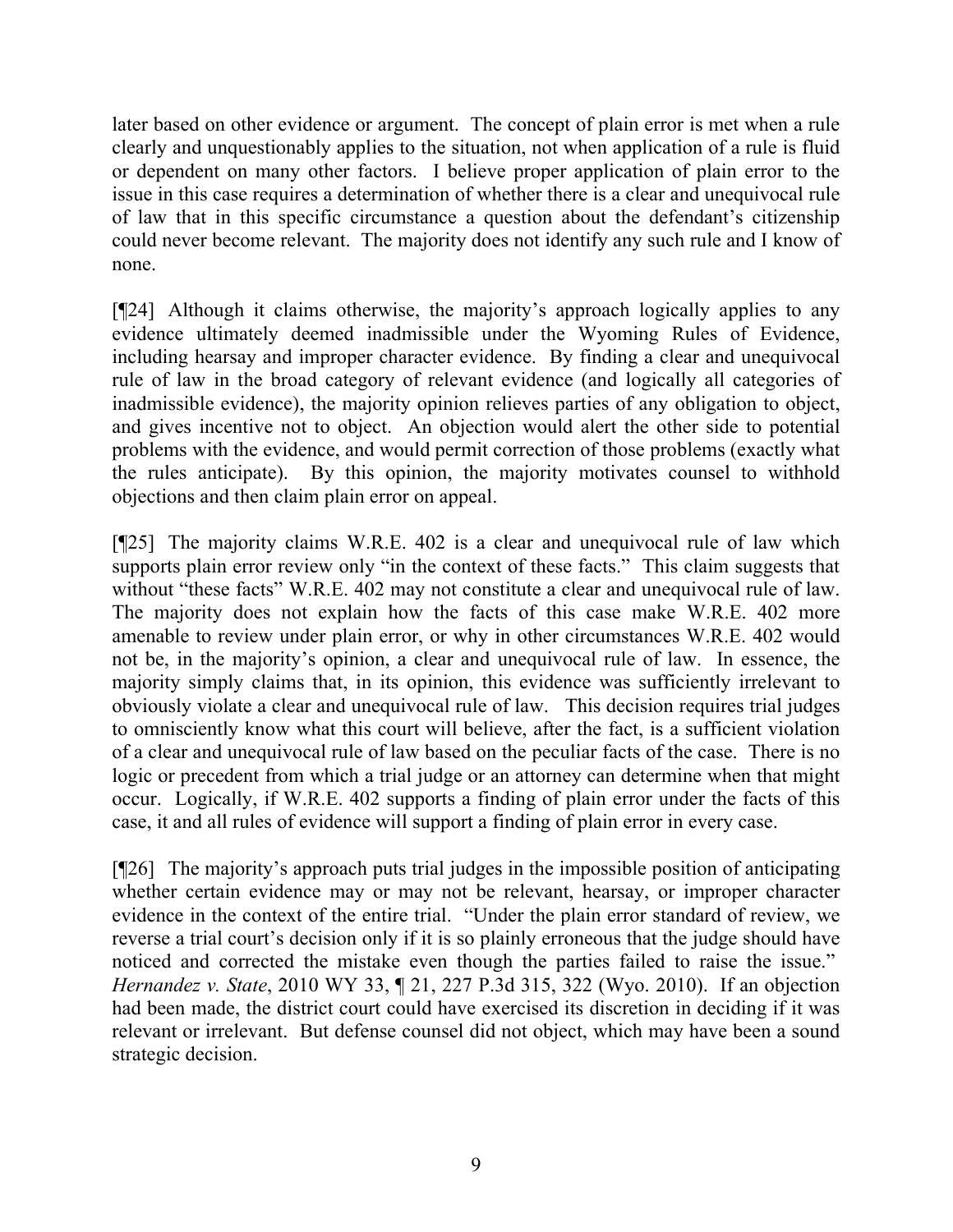later based on other evidence or argument. The concept of plain error is met when a rule clearly and unquestionably applies to the situation, not when application of a rule is fluid or dependent on many other factors. I believe proper application of plain error to the issue in this case requires a determination of whether there is a clear and unequivocal rule of law that in this specific circumstance a question about the defendant's citizenship could never become relevant. The majority does not identify any such rule and I know of none.

[¶24] Although it claims otherwise, the majority's approach logically applies to any evidence ultimately deemed inadmissible under the Wyoming Rules of Evidence, including hearsay and improper character evidence. By finding a clear and unequivocal rule of law in the broad category of relevant evidence (and logically all categories of inadmissible evidence), the majority opinion relieves parties of any obligation to object, and gives incentive not to object. An objection would alert the other side to potential problems with the evidence, and would permit correction of those problems (exactly what the rules anticipate). By this opinion, the majority motivates counsel to withhold objections and then claim plain error on appeal.

[¶25] The majority claims W.R.E. 402 is a clear and unequivocal rule of law which supports plain error review only "in the context of these facts." This claim suggests that without "these facts" W.R.E. 402 may not constitute a clear and unequivocal rule of law. The majority does not explain how the facts of this case make W.R.E. 402 more amenable to review under plain error, or why in other circumstances W.R.E. 402 would not be, in the majority's opinion, a clear and unequivocal rule of law. In essence, the majority simply claims that, in its opinion, this evidence was sufficiently irrelevant to obviously violate a clear and unequivocal rule of law. This decision requires trial judges to omnisciently know what this court will believe, after the fact, is a sufficient violation of a clear and unequivocal rule of law based on the peculiar facts of the case. There is no logic or precedent from which a trial judge or an attorney can determine when that might occur. Logically, if W.R.E. 402 supports a finding of plain error under the facts of this case, it and all rules of evidence will support a finding of plain error in every case.

[¶26] The majority's approach puts trial judges in the impossible position of anticipating whether certain evidence may or may not be relevant, hearsay, or improper character evidence in the context of the entire trial. "Under the plain error standard of review, we reverse a trial court's decision only if it is so plainly erroneous that the judge should have noticed and corrected the mistake even though the parties failed to raise the issue." *Hernandez v. State*, 2010 WY 33, ¶ 21, 227 P.3d 315, 322 (Wyo. 2010). If an objection had been made, the district court could have exercised its discretion in deciding if it was relevant or irrelevant. But defense counsel did not object, which may have been a sound strategic decision.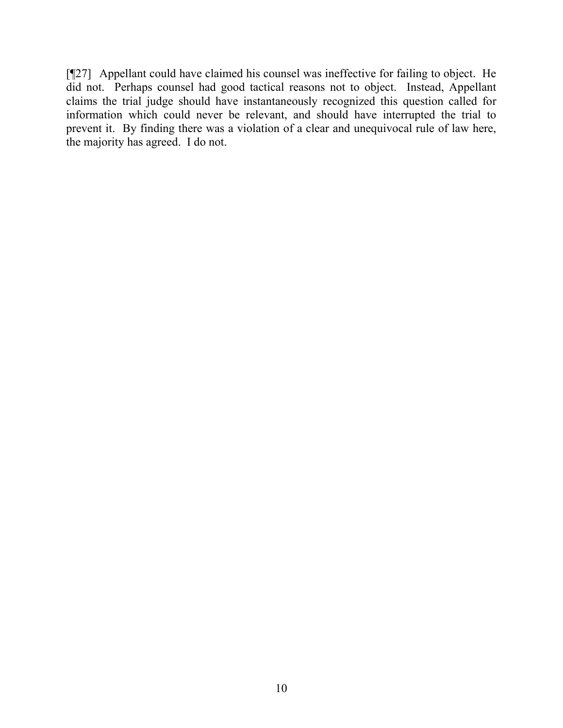[¶27] Appellant could have claimed his counsel was ineffective for failing to object. He did not. Perhaps counsel had good tactical reasons not to object. Instead, Appellant claims the trial judge should have instantaneously recognized this question called for information which could never be relevant, and should have interrupted the trial to prevent it. By finding there was a violation of a clear and unequivocal rule of law here, the majority has agreed. I do not.